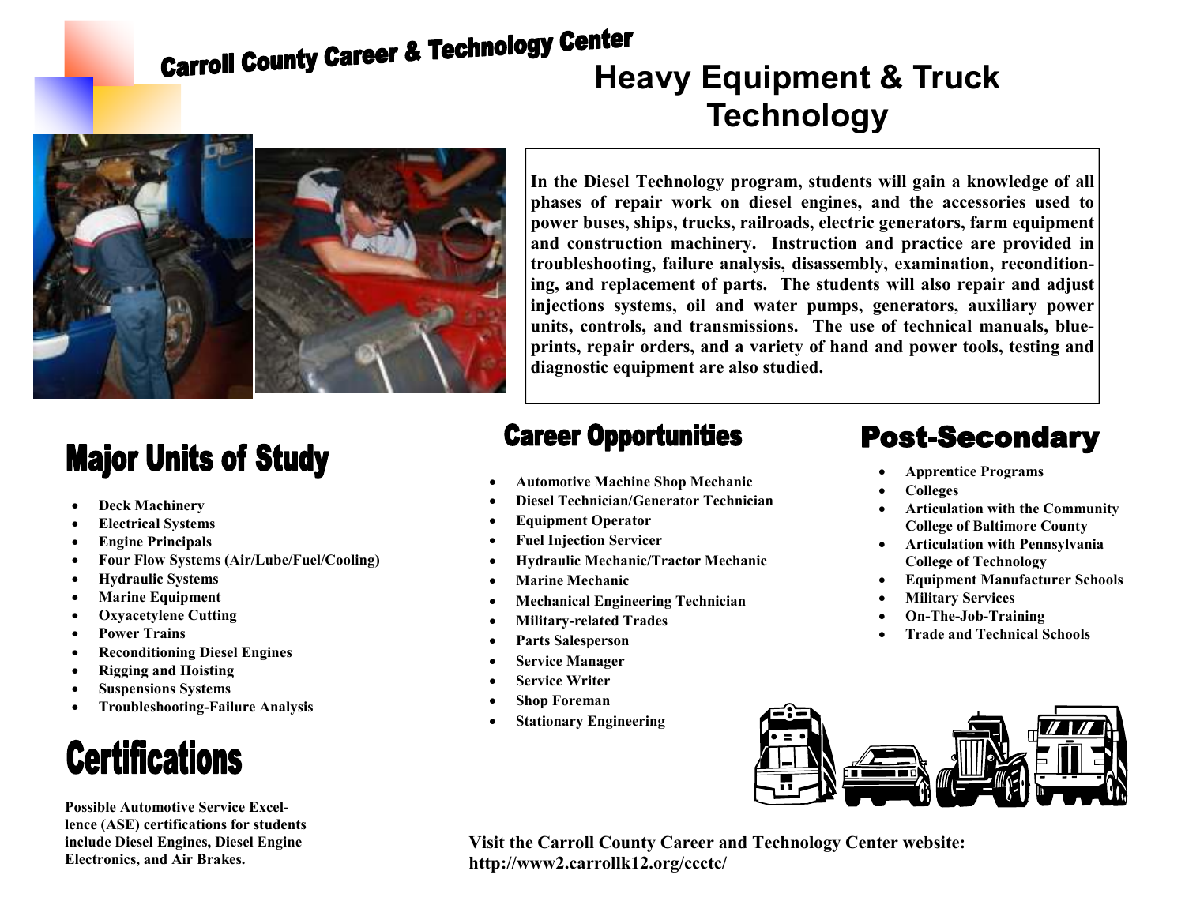# Carroll County Career & Technology Center

# Heavy Equipment & Truck Technology

**In the Diesel Technology program, students will gain a knowledge of all phases of repair work on diesel engines, and the accessories used to power buses, ships, trucks, railroads, electric generators, farm equipment and construction machinery. Instruction and practice are provided in troubleshooting, failure analysis, disassembly, examination, reconditioning, and replacement of parts. The students will also repair and adjust injections systems, oil and water pumps, generators, auxiliary power units, controls, and transmissions. The use of technical manuals, blueprints, repair orders, and a variety of hand and power tools, testing and diagnostic equipment are also studied.**

## Major Units of Study

- **Deck Machinery**
- **Electrical Systems**
- **Engine Principals**
- **Four Flow Systems (Air/Lube/Fuel/Cooling)**
- **Hydraulic Systems**
- **Marine Equipment**
- **Oxyacetylene Cutting**
- **Power Trains**
- **Reconditioning Diesel Engines**
- **Rigging and Hoisting**
- **Suspensions Systems**
- **Troubleshooting-Failure Analysis**

## Certifications

**Possible Automotive Service Excellence (ASE) certifications for students include Diesel Engines, Diesel Engine Electronics, and Air Brakes.**

## Career Opportunities

- **Automotive Machine Shop Mechanic**
- **Diesel Technician/Generator Technician**
- **Equipment Operator**
- **Fuel Injection Servicer**
- **Hydraulic Mechanic/Tractor Mechanic**
- **Marine Mechanic**
- **Mechanical Engineering Technician**
- **Military-related Trades**
- **Parts Salesperson**
- **Service Manager**
- **Service Writer**
- **Shop Foreman**
- **Stationary Engineering**

## Post-Secondary

- **Apprentice Programs**
- **Colleges**
- **Articulation with the Community College of Baltimore County**
- **Articulation with Pennsylvania College of Technology**
- **Equipment Manufacturer Schools**
- **Military Services**
- **On-The-Job-Training**
- **Trade and Technical Schools**

**Visit the Carroll County Career and Technology Center website: http://www2.carrollk12.org/ccctc/**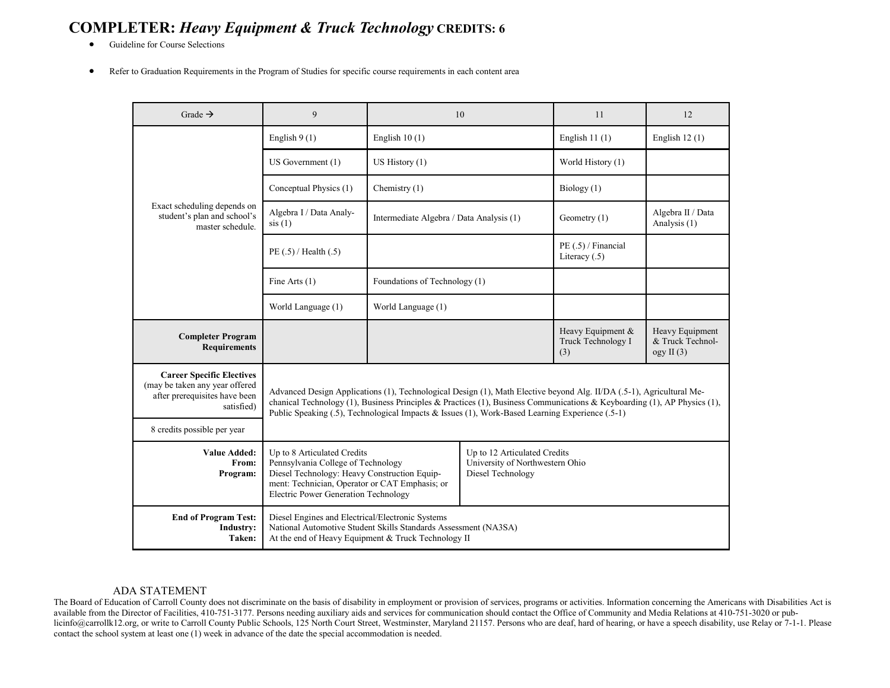# COMPLETER: *Heavy Equipment & Truck Technology* CREDITS: 6

- Guideline for Course Selections
- Refer to Graduation Requirements in the Program of Studies for specific course requirements in each content area

| Grade → | 9 | 10 | 11 | 12 |
|---|---|---|---|---|
| Exact scheduling depends on student's plan and school's master schedule. | English 9 (1) | English 10 (1) | English 11 (1) | English 12 (1) |
| | US Government (1) | US History (1) | World History (1) | |
| | Conceptual Physics (1) | Chemistry (1) | Biology (1) | |
| | Algebra I / Data Analysis (1) | Intermediate Algebra / Data Analysis (1) | Geometry (1) | Algebra II / Data Analysis (1) |
| | PE (.5) / Health (.5) | | PE (.5) / Financial Literacy (.5) | |
| | Fine Arts (1) | Foundations of Technology (1) | | |
| | World Language (1) | World Language (1) | | |
| **Completer Program Requirements** | | | Heavy Equipment & Truck Technology I (3) | Heavy Equipment & Truck Technology II (3) |
| **Career Specific Electives** (may be taken any year offered after prerequisites have been satisfied)<br>8 credits possible per year | Advanced Design Applications (1), Technological Design (1), Math Elective beyond Alg. II/DA (.5-1), Agricultural Mechanical Technology (1), Business Principles & Practices (1), Business Communications & Keyboarding (1), AP Physics (1), Public Speaking (.5), Technological Impacts & Issues (1), Work-Based Learning Experience (.5-1) | | | |
| **Value Added: From: Program:** | Up to 8 Articulated Credits<br>Pennsylvania College of Technology<br>Diesel Technology: Heavy Construction Equipment: Technician, Operator or CAT Emphasis; or Electric Power Generation Technology | | Up to 12 Articulated Credits<br>University of Northwestern Ohio<br>Diesel Technology | |
| **End of Program Test: Industry: Taken:** | Diesel Engines and Electrical/Electronic Systems<br>National Automotive Student Skills Standards Assessment (NA3SA)<br>At the end of Heavy Equipment & Truck Technology II | | | |

ADA STATEMENT

The Board of Education of Carroll County does not discriminate on the basis of disability in employment or provision of services, programs or activities. Information concerning the Americans with Disabilities Act is available from the Director of Facilities, 410-751-3177. Persons needing auxiliary aids and services for communication should contact the Office of Community and Media Relations at 410-751-3020 or publicinfo@carrollk12.org, or write to Carroll County Public Schools, 125 North Court Street, Westminster, Maryland 21157. Persons who are deaf, hard of hearing, or have a speech disability, use Relay or 7-1-1. Please contact the school system at least one (1) week in advance of the date the special accommodation is needed.